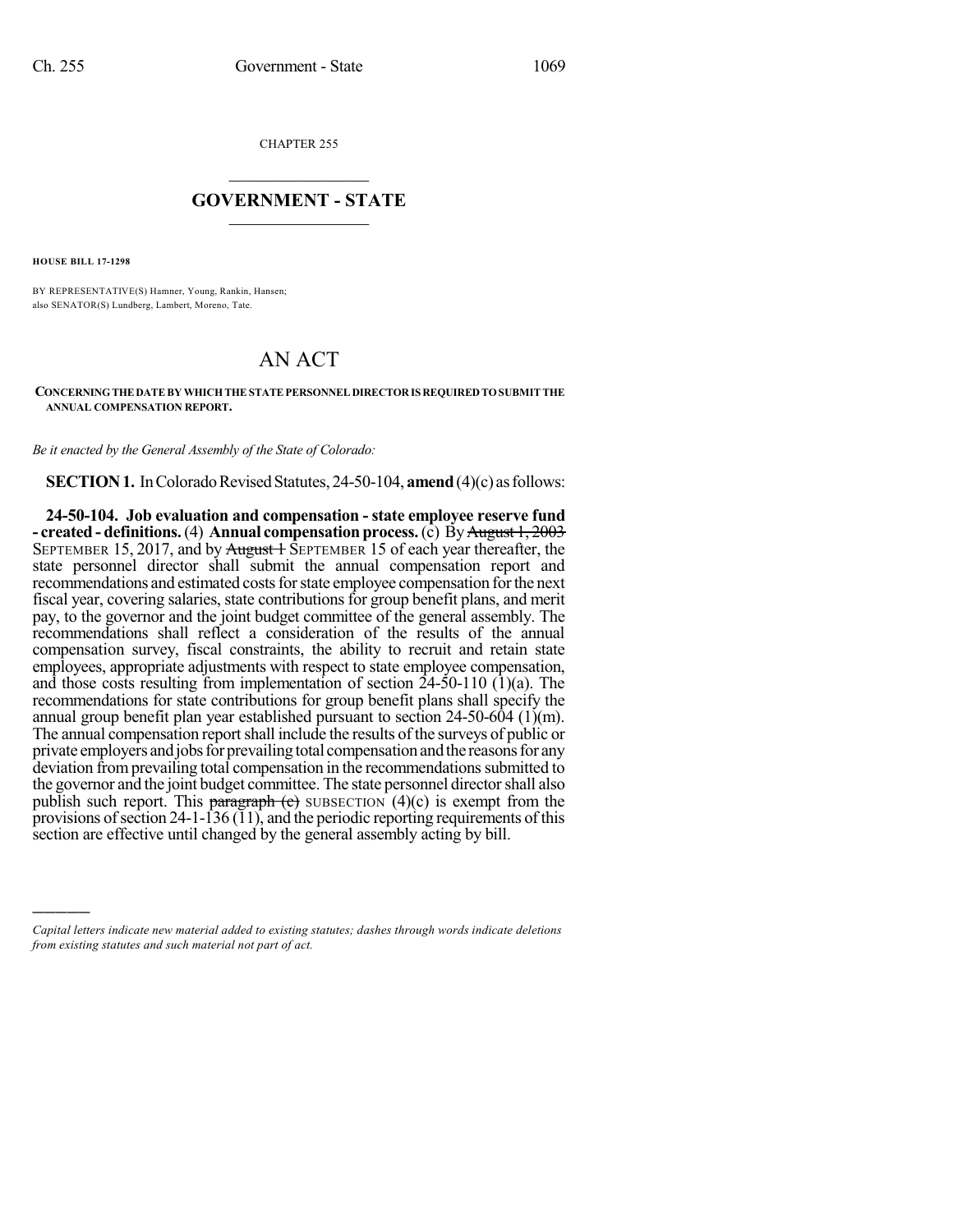CHAPTER 255

## GOVERNMENT - STATE

**HOUSE BILL 17-1298**

BY REPRESENTATIVE(S) Hamner, Young, Rankin, Hansen;
also SENATOR(S) Lundberg, Lambert, Moreno, Tate.

# AN ACT

**CONCERNING THE DATE BY WHICH THE STATE PERSONNEL DIRECTOR IS REQUIRED TO SUBMIT THE ANNUAL COMPENSATION REPORT.**

*Be it enacted by the General Assembly of the State of Colorado:*

**SECTION 1.** In Colorado Revised Statutes, 24-50-104, **amend** (4)(c) as follows:

**24-50-104. Job evaluation and compensation - state employee reserve fund - created - definitions.** (4) **Annual compensation process.** (c) By ~~August 1, 2003~~ SEPTEMBER 15, 2017, and by ~~August 1~~ SEPTEMBER 15 of each year thereafter, the state personnel director shall submit the annual compensation report and recommendations and estimated costs for state employee compensation for the next fiscal year, covering salaries, state contributions for group benefit plans, and merit pay, to the governor and the joint budget committee of the general assembly. The recommendations shall reflect a consideration of the results of the annual compensation survey, fiscal constraints, the ability to recruit and retain state employees, appropriate adjustments with respect to state employee compensation, and those costs resulting from implementation of section 24-50-110 (1)(a). The recommendations for state contributions for group benefit plans shall specify the annual group benefit plan year established pursuant to section 24-50-604 (1)(m). The annual compensation report shall include the results of the surveys of public or private employers and jobs for prevailing total compensation and the reasons for any deviation from prevailing total compensation in the recommendations submitted to the governor and the joint budget committee. The state personnel director shall also publish such report. This ~~paragraph (c)~~ SUBSECTION (4)(c) is exempt from the provisions of section 24-1-136 (11), and the periodic reporting requirements of this section are effective until changed by the general assembly acting by bill.

---

*Capital letters indicate new material added to existing statutes; dashes through words indicate deletions from existing statutes and such material not part of act.*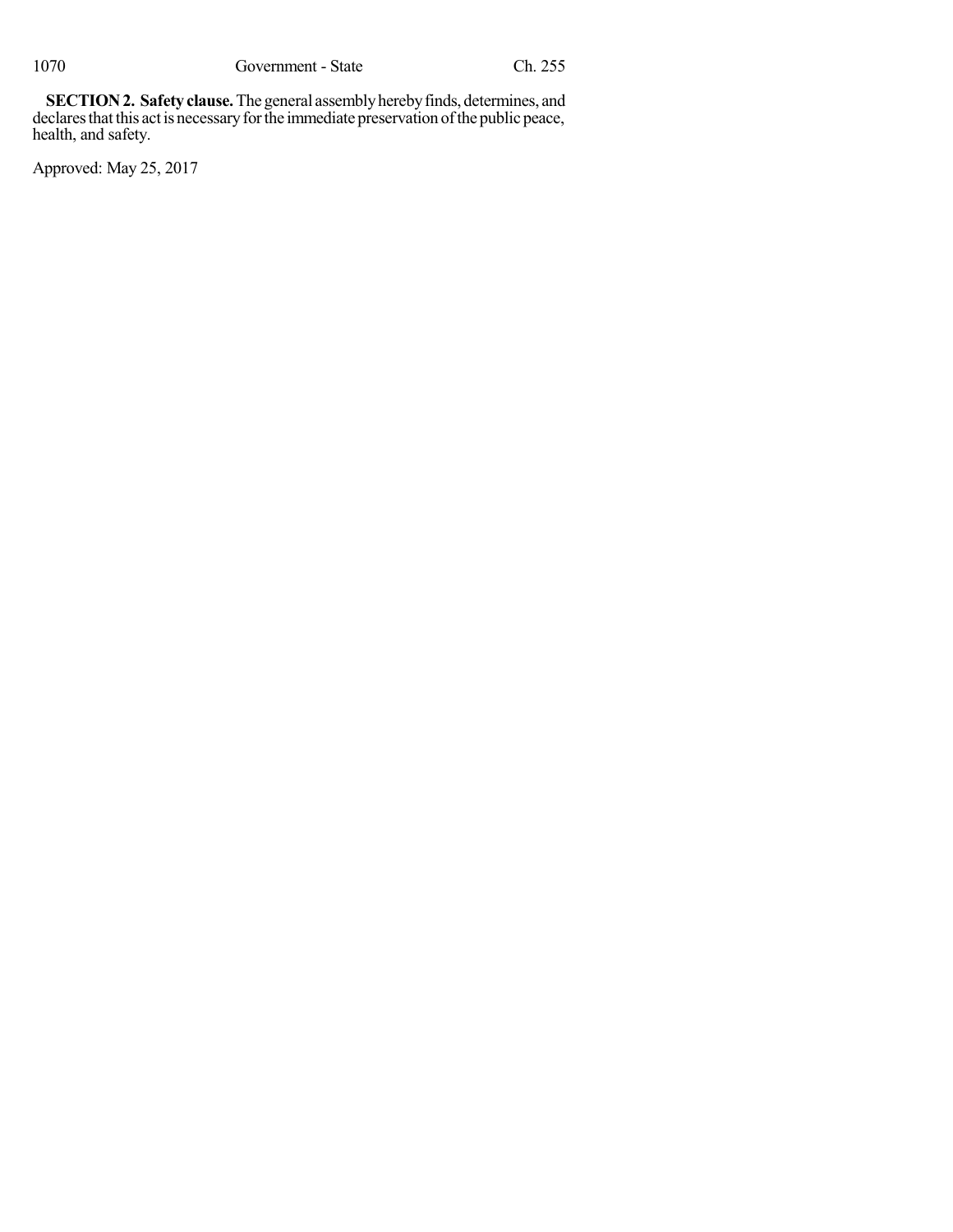**SECTION 2. Safety clause.** The general assembly hereby finds, determines, and declares that this act is necessary for the immediate preservation of the public peace, health, and safety.

Approved: May 25, 2017